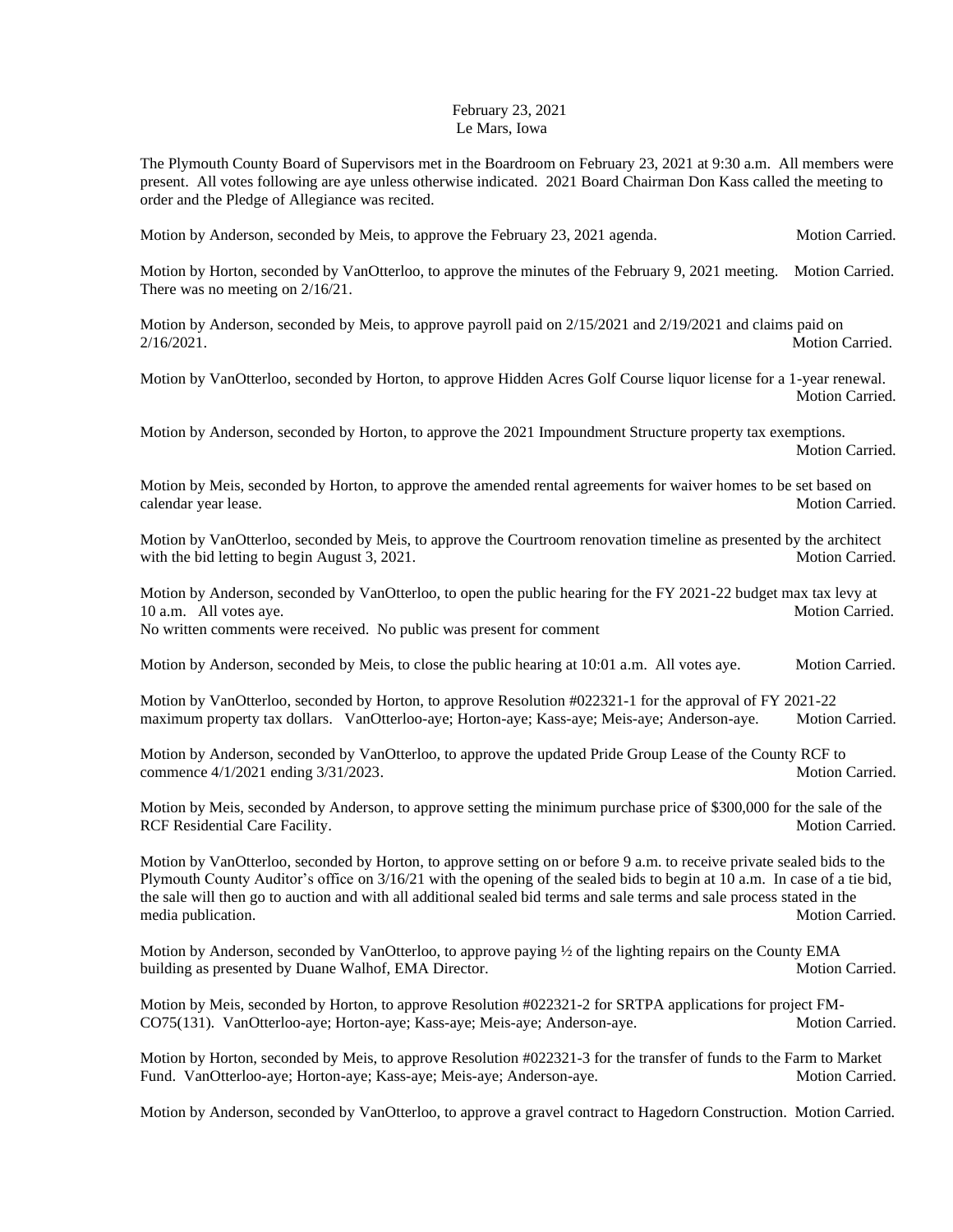February 23, 2021
Le Mars, Iowa

The Plymouth County Board of Supervisors met in the Boardroom on February 23, 2021 at 9:30 a.m. All members were present. All votes following are aye unless otherwise indicated. 2021 Board Chairman Don Kass called the meeting to order and the Pledge of Allegiance was recited.

Motion by Anderson, seconded by Meis, to approve the February 23, 2021 agenda. Motion Carried.

Motion by Horton, seconded by VanOtterloo, to approve the minutes of the February 9, 2021 meeting. Motion Carried. There was no meeting on 2/16/21.

Motion by Anderson, seconded by Meis, to approve payroll paid on 2/15/2021 and 2/19/2021 and claims paid on 2/16/2021. Motion Carried.

Motion by VanOtterloo, seconded by Horton, to approve Hidden Acres Golf Course liquor license for a 1-year renewal. Motion Carried.

Motion by Anderson, seconded by Horton, to approve the 2021 Impoundment Structure property tax exemptions. Motion Carried.

Motion by Meis, seconded by Horton, to approve the amended rental agreements for waiver homes to be set based on calendar year lease. Motion Carried.

Motion by VanOtterloo, seconded by Meis, to approve the Courtroom renovation timeline as presented by the architect with the bid letting to begin August 3, 2021. Motion Carried.

Motion by Anderson, seconded by VanOtterloo, to open the public hearing for the FY 2021-22 budget max tax levy at 10 a.m. All votes aye. Motion Carried.
No written comments were received. No public was present for comment

Motion by Anderson, seconded by Meis, to close the public hearing at 10:01 a.m. All votes aye. Motion Carried.

Motion by VanOtterloo, seconded by Horton, to approve Resolution #022321-1 for the approval of FY 2021-22 maximum property tax dollars. VanOtterloo-aye; Horton-aye; Kass-aye; Meis-aye; Anderson-aye. Motion Carried.

Motion by Anderson, seconded by VanOtterloo, to approve the updated Pride Group Lease of the County RCF to commence 4/1/2021 ending 3/31/2023. Motion Carried.

Motion by Meis, seconded by Anderson, to approve setting the minimum purchase price of $300,000 for the sale of the RCF Residential Care Facility. Motion Carried.

Motion by VanOtterloo, seconded by Horton, to approve setting on or before 9 a.m. to receive private sealed bids to the Plymouth County Auditor's office on 3/16/21 with the opening of the sealed bids to begin at 10 a.m. In case of a tie bid, the sale will then go to auction and with all additional sealed bid terms and sale terms and sale process stated in the media publication. Motion Carried.

Motion by Anderson, seconded by VanOtterloo, to approve paying ½ of the lighting repairs on the County EMA building as presented by Duane Walhof, EMA Director. Motion Carried.

Motion by Meis, seconded by Horton, to approve Resolution #022321-2 for SRTPA applications for project FM-CO75(131). VanOtterloo-aye; Horton-aye; Kass-aye; Meis-aye; Anderson-aye. Motion Carried.

Motion by Horton, seconded by Meis, to approve Resolution #022321-3 for the transfer of funds to the Farm to Market Fund. VanOtterloo-aye; Horton-aye; Kass-aye; Meis-aye; Anderson-aye. Motion Carried.

Motion by Anderson, seconded by VanOtterloo, to approve a gravel contract to Hagedorn Construction. Motion Carried.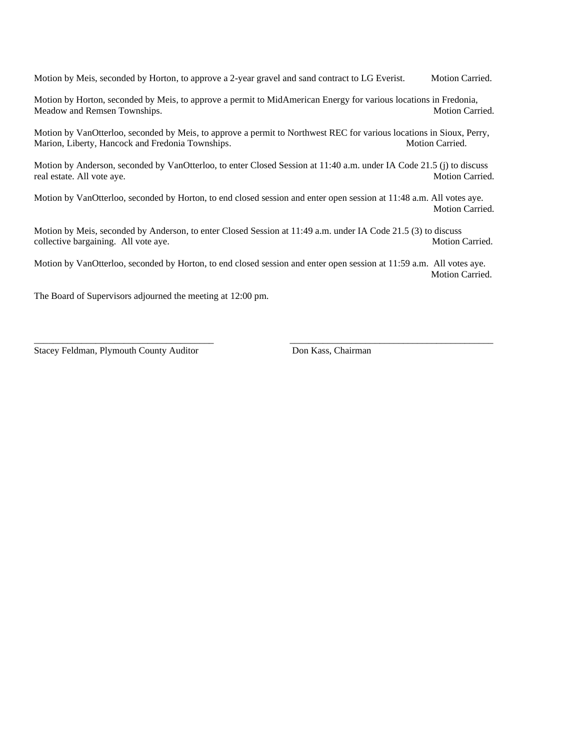Motion by Meis, seconded by Horton, to approve a 2-year gravel and sand contract to LG Everist. Motion Carried.

Motion by Horton, seconded by Meis, to approve a permit to MidAmerican Energy for various locations in Fredonia, Meadow and Remsen Townships. Motion Carried.

Motion by VanOtterloo, seconded by Meis, to approve a permit to Northwest REC for various locations in Sioux, Perry, Marion, Liberty, Hancock and Fredonia Townships. Motion Carried.

Motion by Anderson, seconded by VanOtterloo, to enter Closed Session at 11:40 a.m. under IA Code 21.5 (j) to discuss real estate. All vote aye. Motion Carried.

Motion by VanOtterloo, seconded by Horton, to end closed session and enter open session at 11:48 a.m. All votes aye. Motion Carried.

Motion by Meis, seconded by Anderson, to enter Closed Session at 11:49 a.m. under IA Code 21.5 (3) to discuss collective bargaining. All vote aye. Motion Carried.

Motion by VanOtterloo, seconded by Horton, to end closed session and enter open session at 11:59 a.m. All votes aye. Motion Carried.

The Board of Supervisors adjourned the meeting at 12:00 pm.

\_\_\_\_\_\_\_\_\_\_\_\_\_\_\_\_\_\_\_\_\_\_\_\_\_\_\_\_\_\_\_\_\_\_\_\_\_\_
Stacey Feldman, Plymouth County Auditor

\_\_\_\_\_\_\_\_\_\_\_\_\_\_\_\_\_\_\_\_\_\_\_\_\_\_\_\_\_\_\_\_\_\_\_\_\_\_\_\_\_\_\_\_
Don Kass, Chairman